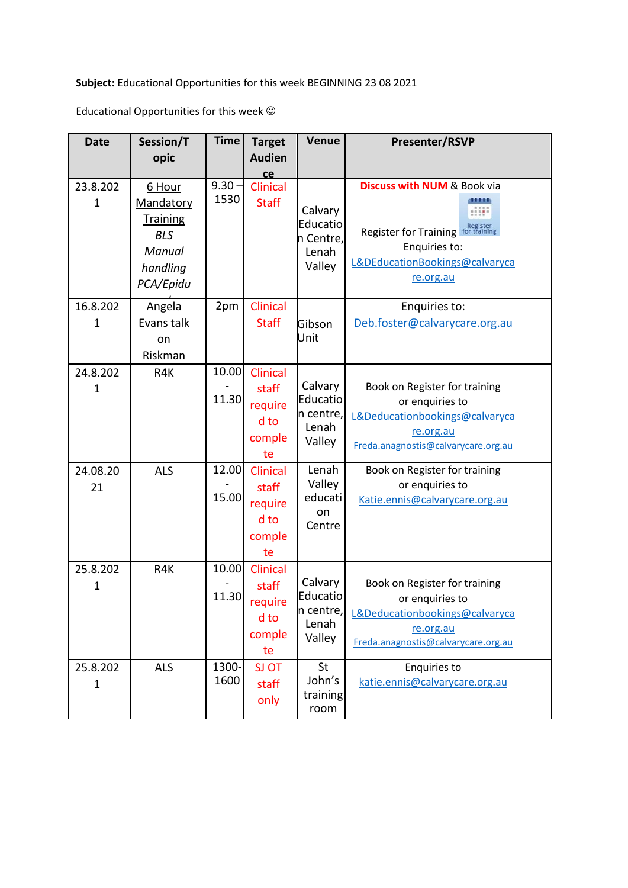**Subject:** Educational Opportunities for this week BEGINNING 23 08 2021

Educational Opportunities for this week ☺

| Date | Session/Topic | Time | Target Audience | Venue | Presenter/RSVP |
|---|---|---|---|---|---|
| 23.8.2021 | 6 Hour Mandatory Training *BLS* *Manual handling* *PCA/Epidu* | 9.30 – 1530 | Clinical Staff | Calvary Education Centre, Lenah Valley | **Discuss with NUM** & Book via Register for Training Enquiries to: L&DEducationBookings@calvarycare.org.au |
| 16.8.2021 | Angela Evans talk on Riskman | 2pm | Clinical Staff | Gibson Unit | Enquiries to: Deb.foster@calvarycare.org.au |
| 24.8.2021 | R4K | 10.00 - 11.30 | Clinical staff required to complete | Calvary Education centre, Lenah Valley | Book on Register for training or enquiries to L&Deducationbookings@calvarycare.org.au Freda.anagnostis@calvarycare.org.au |
| 24.08.2021 | ALS | 12.00 - 15.00 | Clinical staff required to complete | Lenah Valley education Centre | Book on Register for training or enquiries to Katie.ennis@calvarycare.org.au |
| 25.8.2021 | R4K | 10.00 - 11.30 | Clinical staff required to complete | Calvary Education centre, Lenah Valley | Book on Register for training or enquiries to L&Deducationbookings@calvarycare.org.au Freda.anagnostis@calvarycare.org.au |
| 25.8.2021 | ALS | 1300-1600 | SJ OT staff only | St John's training room | Enquiries to katie.ennis@calvarycare.org.au |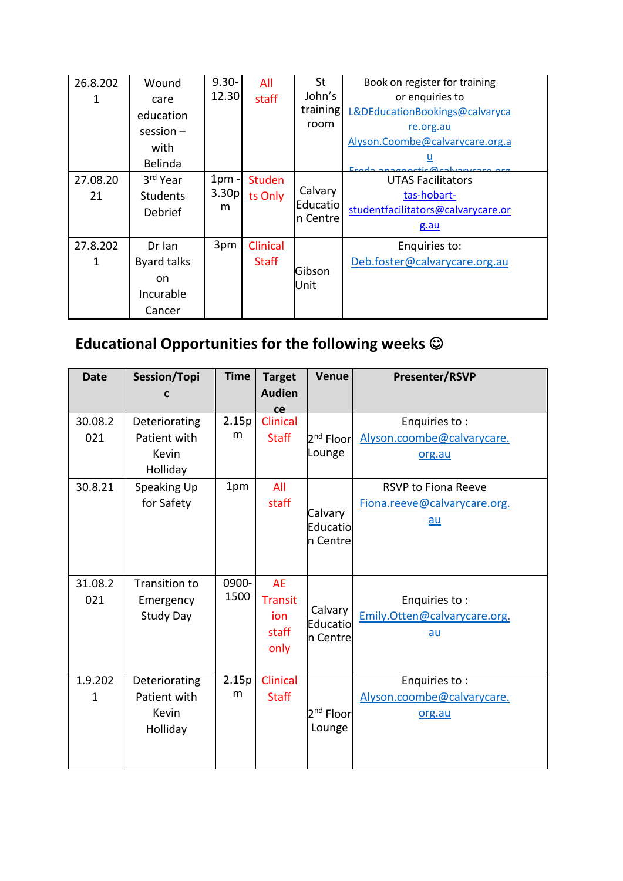| | | | | | |
|---|---|---|---|---|---|
| 26.8.2021 | Wound care education session – with Belinda | 9.30-12.30 | All staff | St John's training room | Book on register for training or enquiries to L&DEducationBookings@calvarycare.org.au Alyson.Coombe@calvarycare.org.au Freda.anagnostis@calvarycare.org |
| 27.08.2021 | 3rd Year Students Debrief | 1pm - 3.30pm | Students Only | Calvary Education Centre | UTAS Facilitators tas-hobart-studentfacilitators@calvarycare.org.au |
| 27.8.2021 | Dr Ian Byard talks on Incurable Cancer | 3pm | Clinical Staff | Gibson Unit | Enquiries to: Deb.foster@calvarycare.org.au |

## Educational Opportunities for the following weeks ☺

| Date | Session/Topic | Time | Target Audience | Venue | Presenter/RSVP |
|---|---|---|---|---|---|
| 30.08.2021 | Deteriorating Patient with Kevin Holliday | 2.15pm | Clinical Staff | 2nd Floor Lounge | Enquiries to : Alyson.coombe@calvarycare.org.au |
| 30.8.21 | Speaking Up for Safety | 1pm | All staff | Calvary Education Centre | RSVP to Fiona Reeve Fiona.reeve@calvarycare.org.au |
| 31.08.2021 | Transition to Emergency Study Day | 0900-1500 | AE Transition staff only | Calvary Education Centre | Enquiries to : Emily.Otten@calvarycare.org.au |
| 1.9.2021 | Deteriorating Patient with Kevin Holliday | 2.15pm | Clinical Staff | 2nd Floor Lounge | Enquiries to : Alyson.coombe@calvarycare.org.au |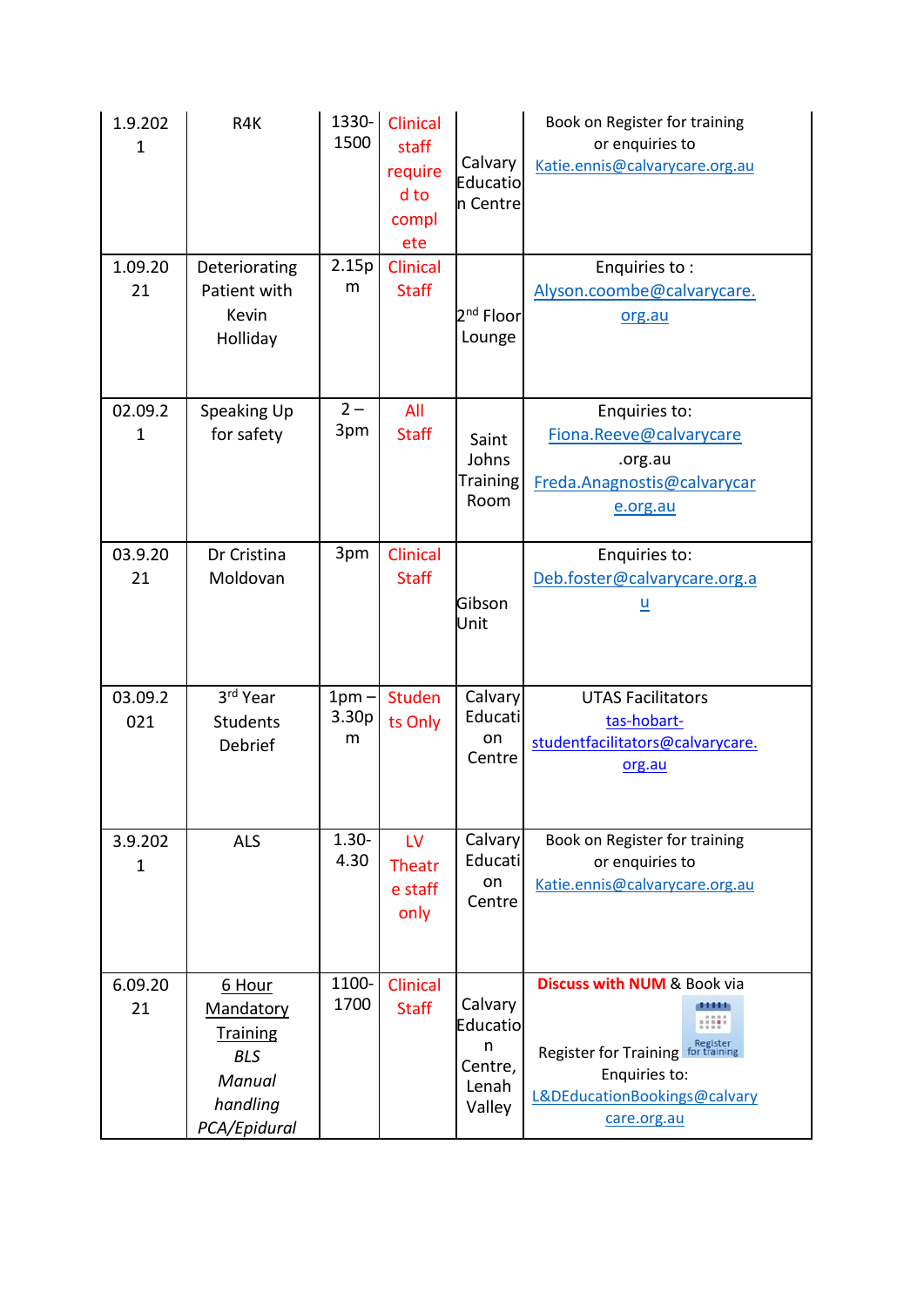| 1.9.2021 | R4K | 1330-1500 | Clinical staff required to complete | Calvary Education Centre | Book on Register for training or enquiries to Katie.ennis@calvarycare.org.au |
|---|---|---|---|---|---|
| 1.09.2021 | Deteriorating Patient with Kevin Holliday | 2.15pm | Clinical Staff | 2nd Floor Lounge | Enquiries to : Alyson.coombe@calvarycare.org.au |
| 02.09.21 | Speaking Up for safety | 2 – 3pm | All Staff | Saint Johns Training Room | Enquiries to: Fiona.Reeve@calvarycare.org.au Freda.Anagnostis@calvarycare.org.au |
| 03.9.2021 | Dr Cristina Moldovan | 3pm | Clinical Staff | Gibson Unit | Enquiries to: Deb.foster@calvarycare.org.au |
| 03.09.2021 | 3rd Year Students Debrief | 1pm – 3.30pm | Students Only | Calvary Education Centre | UTAS Facilitators tas-hobart-studentfacilitators@calvarycare.org.au |
| 3.9.2021 | ALS | 1.30-4.30 | LV Theatre staff only | Calvary Education Centre | Book on Register for training or enquiries to Katie.ennis@calvarycare.org.au |
| 6.09.2021 | 6 Hour Mandatory Training *BLS* *Manual handling* *PCA/Epidural* | 1100-1700 | Clinical Staff | Calvary Education Centre, Lenah Valley | **Discuss with NUM** & Book via Register for Training Enquiries to: L&DEducationBookings@calvarycare.org.au |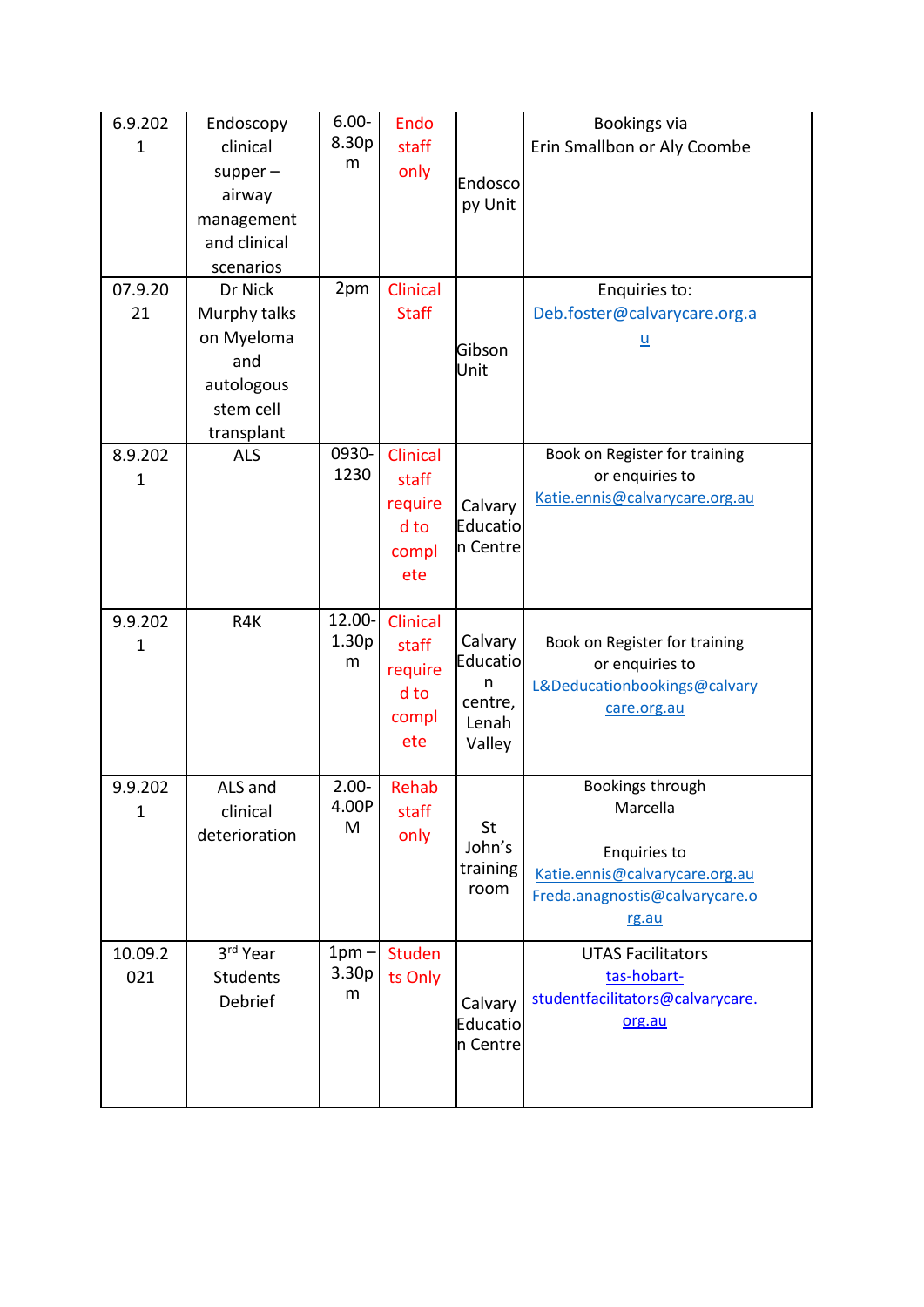| | | | | | |
|---|---|---|---|---|---|
| 6.9.2021 | Endoscopy clinical supper – airway management and clinical scenarios | 6.00-8.30pm | Endo staff only | Endoscopy Unit | Bookings via Erin Smallbon or Aly Coombe |
| 07.9.2021 | Dr Nick Murphy talks on Myeloma and autologous stem cell transplant | 2pm | Clinical Staff | Gibson Unit | Enquiries to: Deb.foster@calvarycare.org.au |
| 8.9.2021 | ALS | 0930-1230 | Clinical staff required to complete | Calvary Education Centre | Book on Register for training or enquiries to Katie.ennis@calvarycare.org.au |
| 9.9.2021 | R4K | 12.00-1.30pm | Clinical staff required to complete | Calvary Education centre, Lenah Valley | Book on Register for training or enquiries to L&Deducationbookings@calvarycare.org.au |
| 9.9.2021 | ALS and clinical deterioration | 2.00-4.00PM | Rehab staff only | St John's training room | Bookings through Marcella<br><br>Enquiries to Katie.ennis@calvarycare.org.au Freda.anagnostis@calvarycare.org.au |
| 10.09.2021 | 3rd Year Students Debrief | 1pm – 3.30pm | Students Only | Calvary Education Centre | UTAS Facilitators tas-hobart-studentfacilitators@calvarycare.org.au |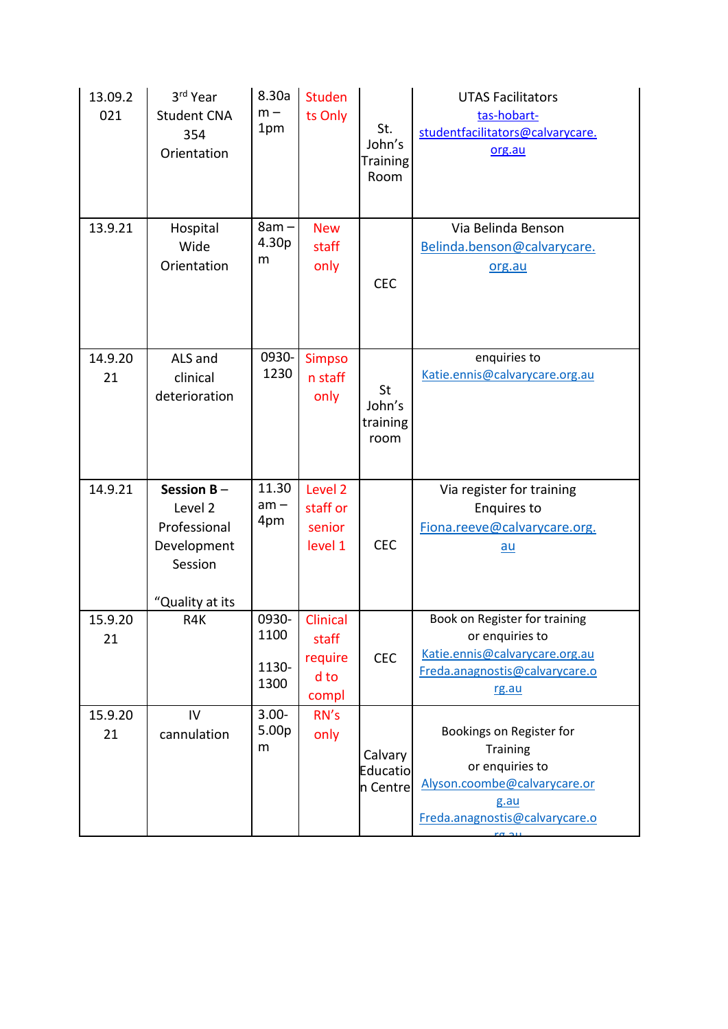| 13.09.2021 | 3rd Year Student CNA 354 Orientation | 8.30am – 1pm | Students Only | St. John's Training Room | UTAS Facilitators tas-hobart-studentfacilitators@calvarycare.org.au |
|---|---|---|---|---|---|
| 13.9.21 | Hospital Wide Orientation | 8am – 4.30pm | New staff only | CEC | Via Belinda Benson Belinda.benson@calvarycare.org.au |
| 14.9.2021 | ALS and clinical deterioration | 0930-1230 | Simpson staff only | St John's training room | enquiries to Katie.ennis@calvarycare.org.au |
| 14.9.21 | **Session B** – Level 2 Professional Development Session<br><br>"Quality at its | 11.30 am – 4pm | Level 2 staff or senior level 1 | CEC | Via register for training Enquires to Fiona.reeve@calvarycare.org.au |
| 15.9.2021 | R4K | 0930-1100<br><br>1130-1300 | Clinical staff required to compl | CEC | Book on Register for training or enquiries to Katie.ennis@calvarycare.org.au Freda.anagnostis@calvarycare.org.au |
| 15.9.2021 | IV cannulation | 3.00-5.00pm | RN's only | Calvary Education Centre | Bookings on Register for Training or enquiries to Alyson.coombe@calvarycare.org.au Freda.anagnostis@calvarycare.org.au |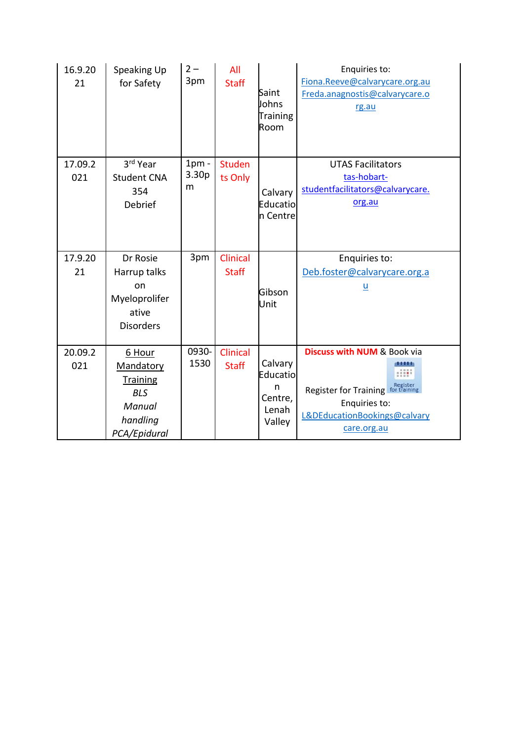| | | | | | |
|---|---|---|---|---|---|
| 16.9.2021 | Speaking Up for Safety | 2 – 3pm | All Staff | Saint Johns Training Room | Enquiries to: Fiona.Reeve@calvarycare.org.au Freda.anagnostis@calvarycare.org.au |
| 17.09.2021 | 3rd Year Student CNA 354 Debrief | 1pm - 3.30pm | Students Only | Calvary Education Centre | UTAS Facilitators tas-hobart-studentfacilitators@calvarycare.org.au |
| 17.9.2021 | Dr Rosie Harrup talks on Myeloproliferative Disorders | 3pm | Clinical Staff | Gibson Unit | Enquiries to: Deb.foster@calvarycare.org.au |
| 20.09.2021 | 6 Hour Mandatory Training *BLS Manual handling PCA/Epidural* | 0930-1530 | Clinical Staff | Calvary Education Centre, Lenah Valley | **Discuss with NUM** & Book via Register for Training Enquiries to: L&DEducationBookings@calvarycare.org.au |